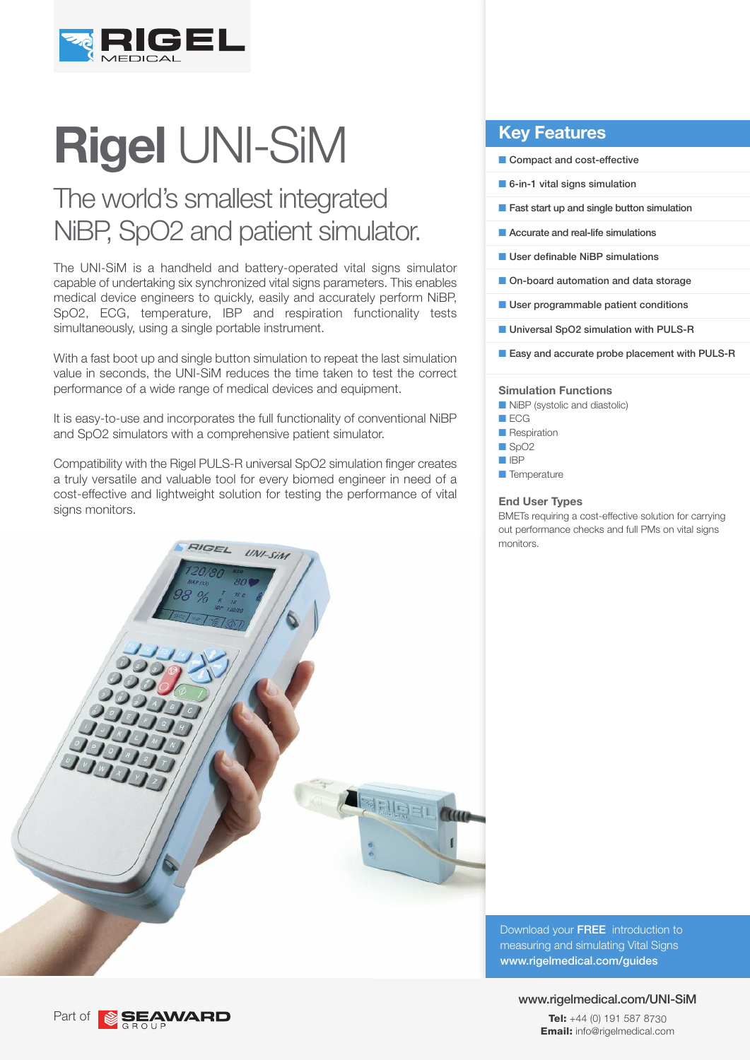# Rigel UNI-SiM

## The world's smallest integrated NiBP, SpO2 and patient simulator.

The UNI-SiM is a handheld and battery-operated vital signs simulator capable of undertaking six synchronized vital signs parameters. This enables medical device engineers to quickly, easily and accurately perform NiBP, SpO2, ECG, temperature, IBP and respiration functionality tests simultaneously, using a single portable instrument.

With a fast boot up and single button simulation to repeat the last simulation value in seconds, the UNI-SiM reduces the time taken to test the correct performance of a wide range of medical devices and equipment.

It is easy-to-use and incorporates the full functionality of conventional NiBP and SpO2 simulators with a comprehensive patient simulator.

Compatibility with the Rigel PULS-R universal SpO2 simulation finger creates a truly versatile and valuable tool for every biomed engineer in need of a cost-effective and lightweight solution for testing the performance of vital signs monitors.

## Key Features

- Compact and cost-effective
- 6-in-1 vital signs simulation
- Fast start up and single button simulation
- Accurate and real-life simulations
- User definable NiBP simulations
- On-board automation and data storage
- User programmable patient conditions
- Universal SpO2 simulation with PULS-R
- Easy and accurate probe placement with PULS-R

### Simulation Functions

- NiBP (systolic and diastolic)
- ECG
- Respiration
- SpO2
- IBP
- Temperature

### End User Types

BMETs requiring a cost-effective solution for carrying out performance checks and full PMs on vital signs monitors.

Download your **FREE** introduction to measuring and simulating Vital Signs
**www.rigelmedical.com/guides**

www.rigelmedical.com/UNI-SiM

**Tel:** +44 (0) 191 587 8730
**Email:** info@rigelmedical.com

Part of SEAWARD GROUP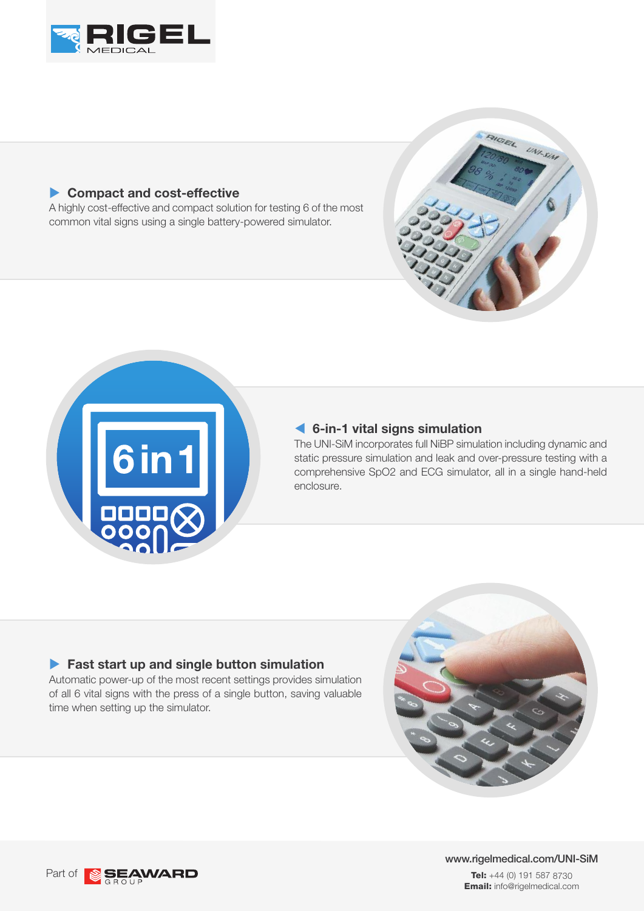### Compact and cost-effective

A highly cost-effective and compact solution for testing 6 of the most common vital signs using a single battery-powered simulator.

### 6-in-1 vital signs simulation

The UNI-SiM incorporates full NiBP simulation including dynamic and static pressure simulation and leak and over-pressure testing with a comprehensive SpO2 and ECG simulator, all in a single hand-held enclosure.

### Fast start up and single button simulation

Automatic power-up of the most recent settings provides simulation of all 6 vital signs with the press of a single button, saving valuable time when setting up the simulator.

Part of SEAWARD GROUP

www.rigelmedical.com/UNI-SiM

**Tel:** +44 (0) 191 587 8730
**Email:** info@rigelmedical.com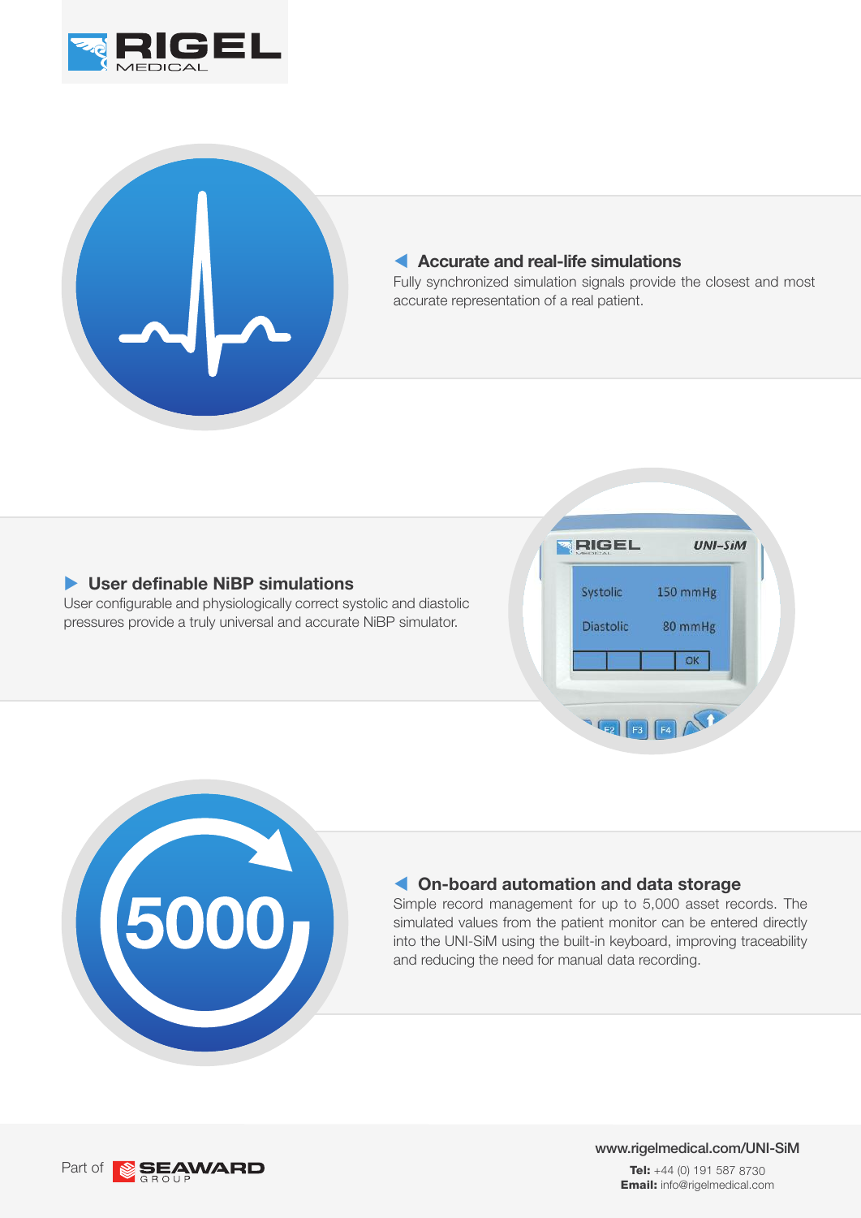### Accurate and real-life simulations

Fully synchronized simulation signals provide the closest and most accurate representation of a real patient.

### User definable NiBP simulations

User configurable and physiologically correct systolic and diastolic pressures provide a truly universal and accurate NiBP simulator.

### On-board automation and data storage

Simple record management for up to 5,000 asset records. The simulated values from the patient monitor can be entered directly into the UNI-SiM using the built-in keyboard, improving traceability and reducing the need for manual data recording.

Part of SEAWARD GROUP

www.rigelmedical.com/UNI-SiM

**Tel:** +44 (0) 191 587 8730
**Email:** info@rigelmedical.com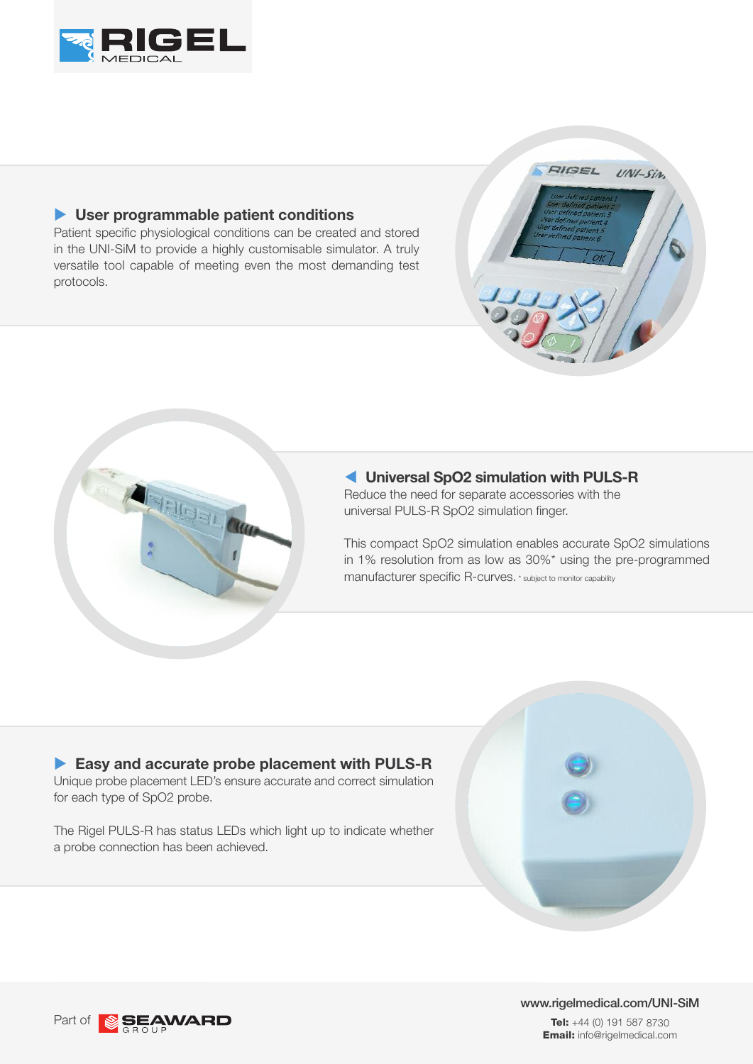### User programmable patient conditions

Patient specific physiological conditions can be created and stored in the UNI-SiM to provide a highly customisable simulator. A truly versatile tool capable of meeting even the most demanding test protocols.

### Universal SpO2 simulation with PULS-R

Reduce the need for separate accessories with the universal PULS-R SpO2 simulation finger.

This compact SpO2 simulation enables accurate SpO2 simulations in 1% resolution from as low as 30%* using the pre-programmed manufacturer specific R-curves. * subject to monitor capability

### Easy and accurate probe placement with PULS-R

Unique probe placement LED's ensure accurate and correct simulation for each type of SpO2 probe.

The Rigel PULS-R has status LEDs which light up to indicate whether a probe connection has been achieved.

Part of SEAWARD GROUP

www.rigelmedical.com/UNI-SiM

**Tel:** +44 (0) 191 587 8730
**Email:** info@rigelmedical.com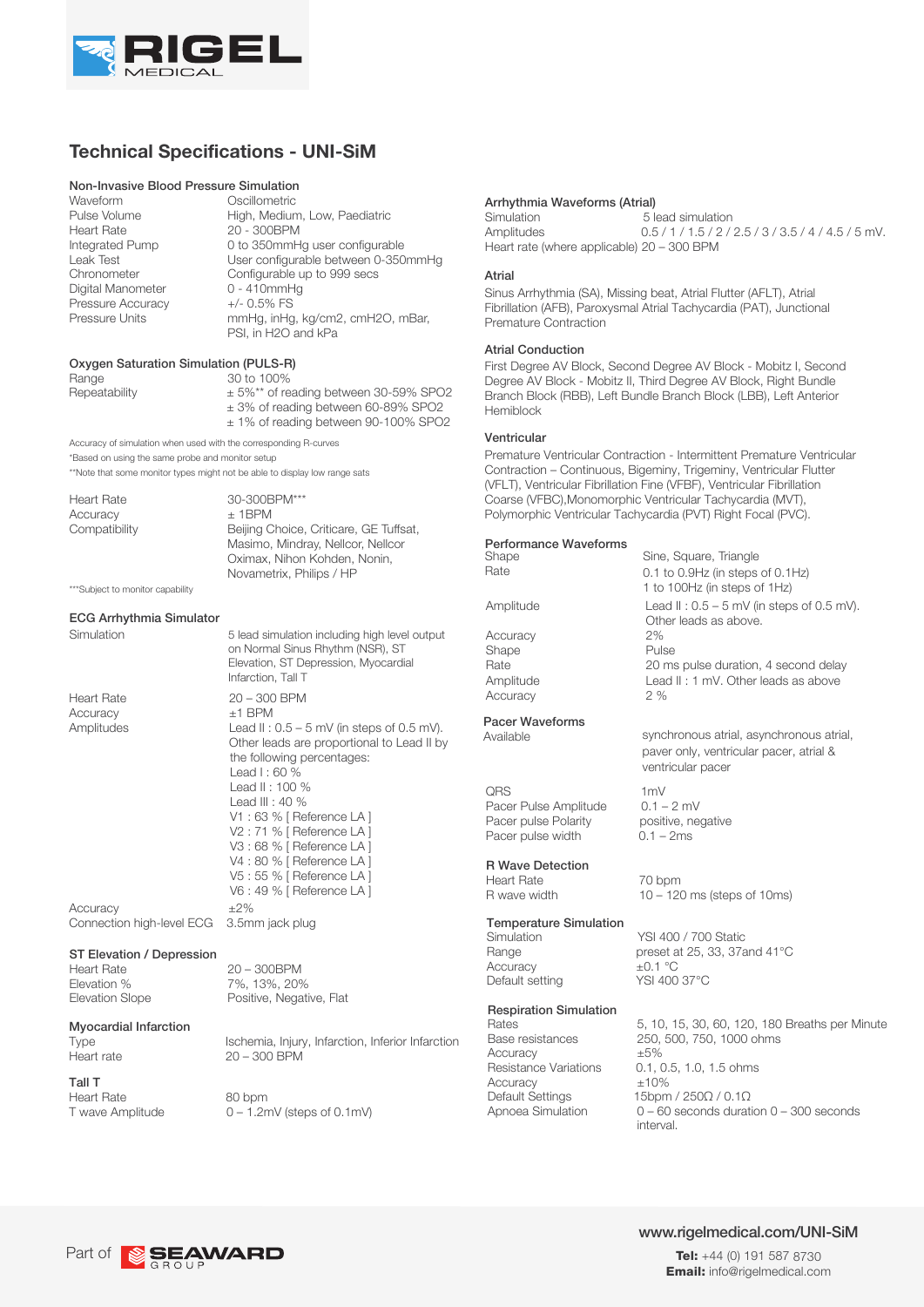# Technical Specifications - UNI-SiM

## Non-Invasive Blood Pressure Simulation

| | |
|---|---|
| Waveform | Oscillometric |
| Pulse Volume | High, Medium, Low, Paediatric |
| Heart Rate | 20 - 300BPM |
| Integrated Pump | 0 to 350mmHg user configurable |
| Leak Test | User configurable between 0-350mmHg |
| Chronometer | Configurable up to 999 secs |
| Digital Manometer | 0 - 410mmHg |
| Pressure Accuracy | +/- 0.5% FS |
| Pressure Units | mmHg, inHg, kg/cm2, cmH2O, mBar, PSI, in H2O and kPa |

## Oxygen Saturation Simulation (PULS-R)

| | |
|---|---|
| Range | 30 to 100% |
| Repeatability | ± 5%** of reading between 30-59% SPO2<br>± 3% of reading between 60-89% SPO2<br>± 1% of reading between 90-100% SPO2 |

Accuracy of simulation when used with the corresponding R-curves
*Based on using the same probe and monitor setup
**Note that some monitor types might not be able to display low range sats

| | |
|---|---|
| Heart Rate | 30-300BPM*** |
| Accuracy | ± 1BPM |
| Compatibility | Beijing Choice, Criticare, GE Tuffsat, Masimo, Mindray, Nellcor, Nellcor Oximax, Nihon Kohden, Nonin, Novametrix, Philips / HP |

***Subject to monitor capability

## ECG Arrhythmia Simulator

| | |
|---|---|
| Simulation | 5 lead simulation including high level output on Normal Sinus Rhythm (NSR), ST Elevation, ST Depression, Myocardial Infarction, Tall T |
| Heart Rate | 20 – 300 BPM |
| Accuracy | ±1 BPM |
| Amplitudes | Lead II : 0.5 – 5 mV (in steps of 0.5 mV). Other leads are proportional to Lead II by the following percentages:<br>Lead I : 60 %<br>Lead II : 100 %<br>Lead III : 40 %<br>V1 : 63 % [ Reference LA ]<br>V2 : 71 % [ Reference LA ]<br>V3 : 68 % [ Reference LA ]<br>V4 : 80 % [ Reference LA ]<br>V5 : 55 % [ Reference LA ]<br>V6 : 49 % [ Reference LA ] |
| Accuracy | ±2% |
| Connection high-level ECG | 3.5mm jack plug |

### ST Elevation / Depression

| | |
|---|---|
| Heart Rate | 20 – 300BPM |
| Elevation % | 7%, 13%, 20% |
| Elevation Slope | Positive, Negative, Flat |

### Myocardial Infarction

| | |
|---|---|
| Type | Ischemia, Injury, Infarction, Inferior Infarction |
| Heart rate | 20 – 300 BPM |

### Tall T

| | |
|---|---|
| Heart Rate | 80 bpm |
| T wave Amplitude | 0 – 1.2mV (steps of 0.1mV) |

## Arrhythmia Waveforms (Atrial)

| | |
|---|---|
| Simulation | 5 lead simulation |
| Amplitudes | 0.5 / 1 / 1.5 / 2 / 2.5 / 3 / 3.5 / 4 / 4.5 / 5 mV. |
| Heart rate (where applicable) | 20 – 300 BPM |

### Atrial

Sinus Arrhythmia (SA), Missing beat, Atrial Flutter (AFLT), Atrial Fibrillation (AFB), Paroxysmal Atrial Tachycardia (PAT), Junctional Premature Contraction

### Atrial Conduction

First Degree AV Block, Second Degree AV Block - Mobitz I, Second Degree AV Block - Mobitz II, Third Degree AV Block, Right Bundle Branch Block (RBB), Left Bundle Branch Block (LBB), Left Anterior Hemiblock

### Ventricular

Premature Ventricular Contraction - Intermittent Premature Ventricular Contraction – Continuous, Bigeminy, Trigeminy, Ventricular Flutter (VFLT), Ventricular Fibrillation Fine (VFBF), Ventricular Fibrillation Coarse (VFBC),Monomorphic Ventricular Tachycardia (MVT), Polymorphic Ventricular Tachycardia (PVT) Right Focal (PVC).

## Performance Waveforms

| | |
|---|---|
| Shape | Sine, Square, Triangle |
| Rate | 0.1 to 0.9Hz (in steps of 0.1Hz)<br>1 to 100Hz (in steps of 1Hz) |
| Amplitude | Lead II : 0.5 – 5 mV (in steps of 0.5 mV). Other leads as above. |
| Accuracy | 2% |
| Shape | Pulse |
| Rate | 20 ms pulse duration, 4 second delay |
| Amplitude | Lead II : 1 mV. Other leads as above |
| Accuracy | 2 % |

## Pacer Waveforms

| | |
|---|---|
| Available | synchronous atrial, asynchronous atrial, paver only, ventricular pacer, atrial & ventricular pacer |
| QRS | 1mV |
| Pacer Pulse Amplitude | 0.1 – 2 mV |
| Pacer pulse Polarity | positive, negative |
| Pacer pulse width | 0.1 – 2ms |

## R Wave Detection

| | |
|---|---|
| Heart Rate | 70 bpm |
| R wave width | 10 – 120 ms (steps of 10ms) |

## Temperature Simulation

| | |
|---|---|
| Simulation | YSI 400 / 700 Static |
| Range | preset at 25, 33, 37and 41°C |
| Accuracy | ±0.1 °C |
| Default setting | YSI 400 37°C |

## Respiration Simulation

| | |
|---|---|
| Rates | 5, 10, 15, 30, 60, 120, 180 Breaths per Minute |
| Base resistances | 250, 500, 750, 1000 ohms |
| Accuracy | ±5% |
| Resistance Variations | 0.1, 0.5, 1.0, 1.5 ohms |
| Accuracy | ±10% |
| Default Settings | 15bpm / 250Ω / 0.1Ω |
| Apnoea Simulation | 0 – 60 seconds duration 0 – 300 seconds interval. |

Part of SEAWARD GROUP

www.rigelmedical.com/UNI-SiM

**Tel:** +44 (0) 191 587 8730
**Email:** info@rigelmedical.com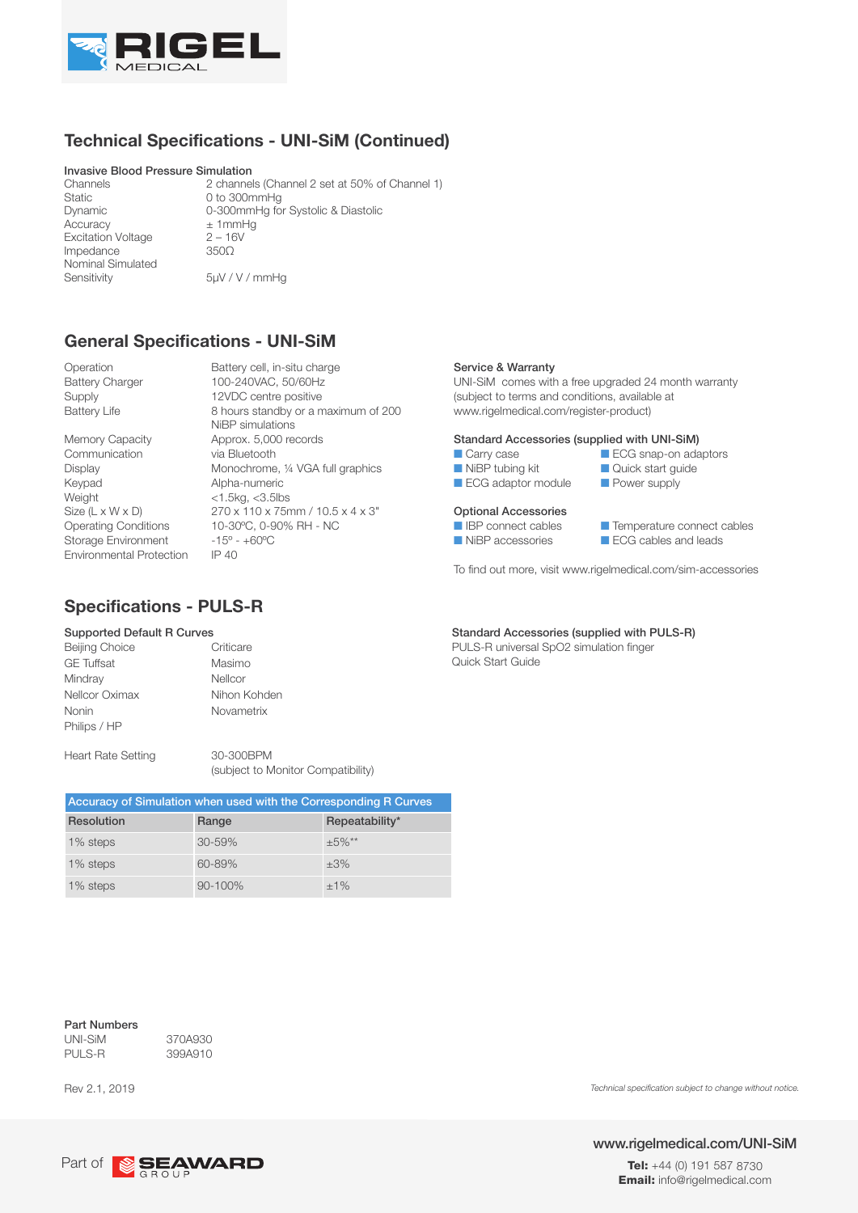## Technical Specifications - UNI-SiM (Continued)

### Invasive Blood Pressure Simulation

| | |
|---|---|
| Channels | 2 channels (Channel 2 set at 50% of Channel 1) |
| Static | 0 to 300mmHg |
| Dynamic | 0-300mmHg for Systolic & Diastolic |
| Accuracy | ± 1mmHg |
| Excitation Voltage | 2 – 16V |
| Impedance | 350Ω |
| Nominal Simulated Sensitivity | 5μV / V / mmHg |

## General Specifications - UNI-SiM

| | |
|---|---|
| Operation | Battery cell, in-situ charge |
| Battery Charger | 100-240VAC, 50/60Hz |
| Supply | 12VDC centre positive |
| Battery Life | 8 hours standby or a maximum of 200 NiBP simulations |
| Memory Capacity | Approx. 5,000 records |
| Communication | via Bluetooth |
| Display | Monochrome, ¼ VGA full graphics |
| Keypad | Alpha-numeric |
| Weight | <1.5kg, <3.5lbs |
| Size (L x W x D) | 270 x 110 x 75mm / 10.5 x 4 x 3" |
| Operating Conditions | 10-30ºC, 0-90% RH - NC |
| Storage Environment | -15º - +60ºC |
| Environmental Protection | IP 40 |

### Service & Warranty

UNI-SiM comes with a free upgraded 24 month warranty (subject to terms and conditions, available at www.rigelmedical.com/register-product)

### Standard Accessories (supplied with UNI-SiM)

- Carry case
- NiBP tubing kit
- ECG adaptor module
- ECG snap-on adaptors
- Quick start guide
- Power supply

### Optional Accessories

- IBP connect cables
- NiBP accessories
- Temperature connect cables
- ECG cables and leads

To find out more, visit www.rigelmedical.com/sim-accessories

## Specifications - PULS-R

### Supported Default R Curves

| | |
|---|---|
| Beijing Choice | Criticare |
| GE Tuffsat | Masimo |
| Mindray | Nellcor |
| Nellcor Oximax | Nihon Kohden |
| Nonin | Novametrix |
| Philips / HP | |

Heart Rate Setting: 30-300BPM (subject to Monitor Compatibility)

| Accuracy of Simulation when used with the Corresponding R Curves | | |
|---|---|---|
| **Resolution** | **Range** | **Repeatability*** |
| 1% steps | 30-59% | ±5%** |
| 1% steps | 60-89% | ±3% |
| 1% steps | 90-100% | ±1% |

### Standard Accessories (supplied with PULS-R)

PULS-R universal SpO2 simulation finger
Quick Start Guide

### Part Numbers

| | |
|---|---|
| UNI-SiM | 370A930 |
| PULS-R | 399A910 |

Rev 2.1, 2019

*Technical specification subject to change without notice.*

Part of SEAWARD GROUP

www.rigelmedical.com/UNI-SiM

**Tel:** +44 (0) 191 587 8730
**Email:** info@rigelmedical.com